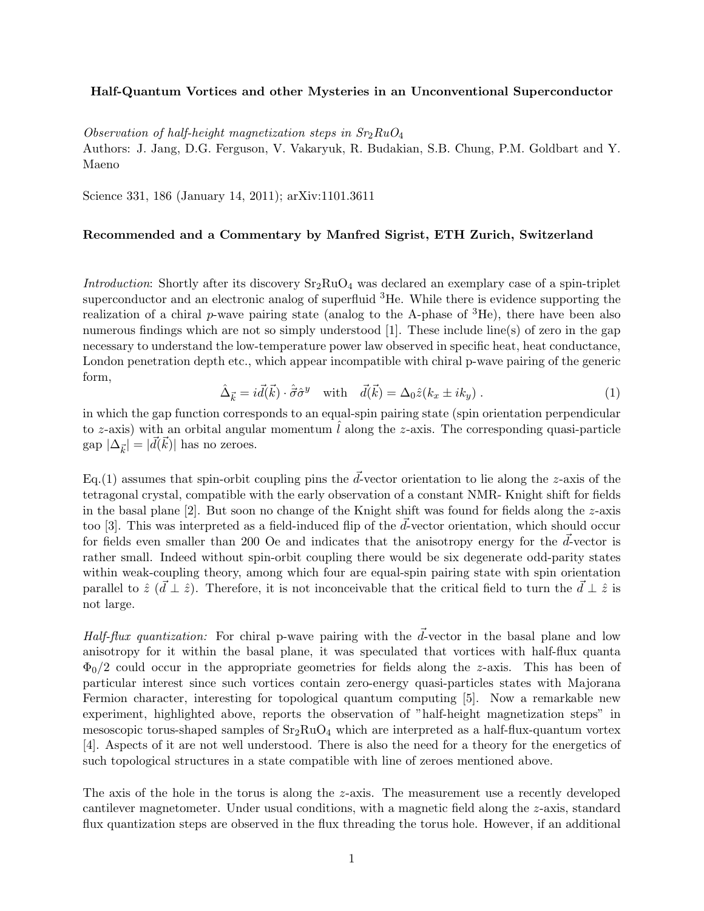**Half-Quantum Vortices and other Mysteries in an Unconventional Superconductor**

*Observation of half-height magnetization steps in $Sr_2RuO_4$*
Authors: J. Jang, D.G. Ferguson, V. Vakaryuk, R. Budakian, S.B. Chung, P.M. Goldbart and Y. Maeno

Science 331, 186 (January 14, 2011); arXiv:1101.3611

**Recommended and a Commentary by Manfred Sigrist, ETH Zurich, Switzerland**

*Introduction*: Shortly after its discovery $Sr_2RuO_4$ was declared an exemplary case of a spin-triplet superconductor and an electronic analog of superfluid $^3$He. While there is evidence supporting the realization of a chiral $p$-wave pairing state (analog to the A-phase of $^3$He), there have been also numerous findings which are not so simply understood [1]. These include line(s) of zero in the gap necessary to understand the low-temperature power law observed in specific heat, heat conductance, London penetration depth etc., which appear incompatible with chiral p-wave pairing of the generic form,

$$\hat{\Delta}_{\vec{k}} = i\vec{d}(\vec{k}) \cdot \hat{\vec{\sigma}}\hat{\sigma}^y \quad \text{with} \quad \vec{d}(\vec{k}) = \Delta_0 \hat{z}(k_x \pm ik_y) \; . \tag{1}$$

in which the gap function corresponds to an equal-spin pairing state (spin orientation perpendicular to $z$-axis) with an orbital angular momentum $\hat{l}$ along the $z$-axis. The corresponding quasi-particle gap $|\Delta_{\vec{k}}| = |\vec{d}(\vec{k})|$ has no zeroes.

Eq.(1) assumes that spin-orbit coupling pins the $\vec{d}$-vector orientation to lie along the $z$-axis of the tetragonal crystal, compatible with the early observation of a constant NMR- Knight shift for fields in the basal plane [2]. But soon no change of the Knight shift was found for fields along the $z$-axis too [3]. This was interpreted as a field-induced flip of the $\vec{d}$-vector orientation, which should occur for fields even smaller than 200 Oe and indicates that the anisotropy energy for the $\vec{d}$-vector is rather small. Indeed without spin-orbit coupling there would be six degenerate odd-parity states within weak-coupling theory, among which four are equal-spin pairing state with spin orientation parallel to $\hat{z}$ ($\vec{d} \perp \hat{z}$). Therefore, it is not inconceivable that the critical field to turn the $\vec{d} \perp \hat{z}$ is not large.

*Half-flux quantization:* For chiral p-wave pairing with the $\vec{d}$-vector in the basal plane and low anisotropy for it within the basal plane, it was speculated that vortices with half-flux quanta $\Phi_0/2$ could occur in the appropriate geometries for fields along the $z$-axis. This has been of particular interest since such vortices contain zero-energy quasi-particles states with Majorana Fermion character, interesting for topological quantum computing [5]. Now a remarkable new experiment, highlighted above, reports the observation of "half-height magnetization steps" in mesoscopic torus-shaped samples of $Sr_2RuO_4$ which are interpreted as a half-flux-quantum vortex [4]. Aspects of it are not well understood. There is also the need for a theory for the energetics of such topological structures in a state compatible with line of zeroes mentioned above.

The axis of the hole in the torus is along the $z$-axis. The measurement use a recently developed cantilever magnetometer. Under usual conditions, with a magnetic field along the $z$-axis, standard flux quantization steps are observed in the flux threading the torus hole. However, if an additional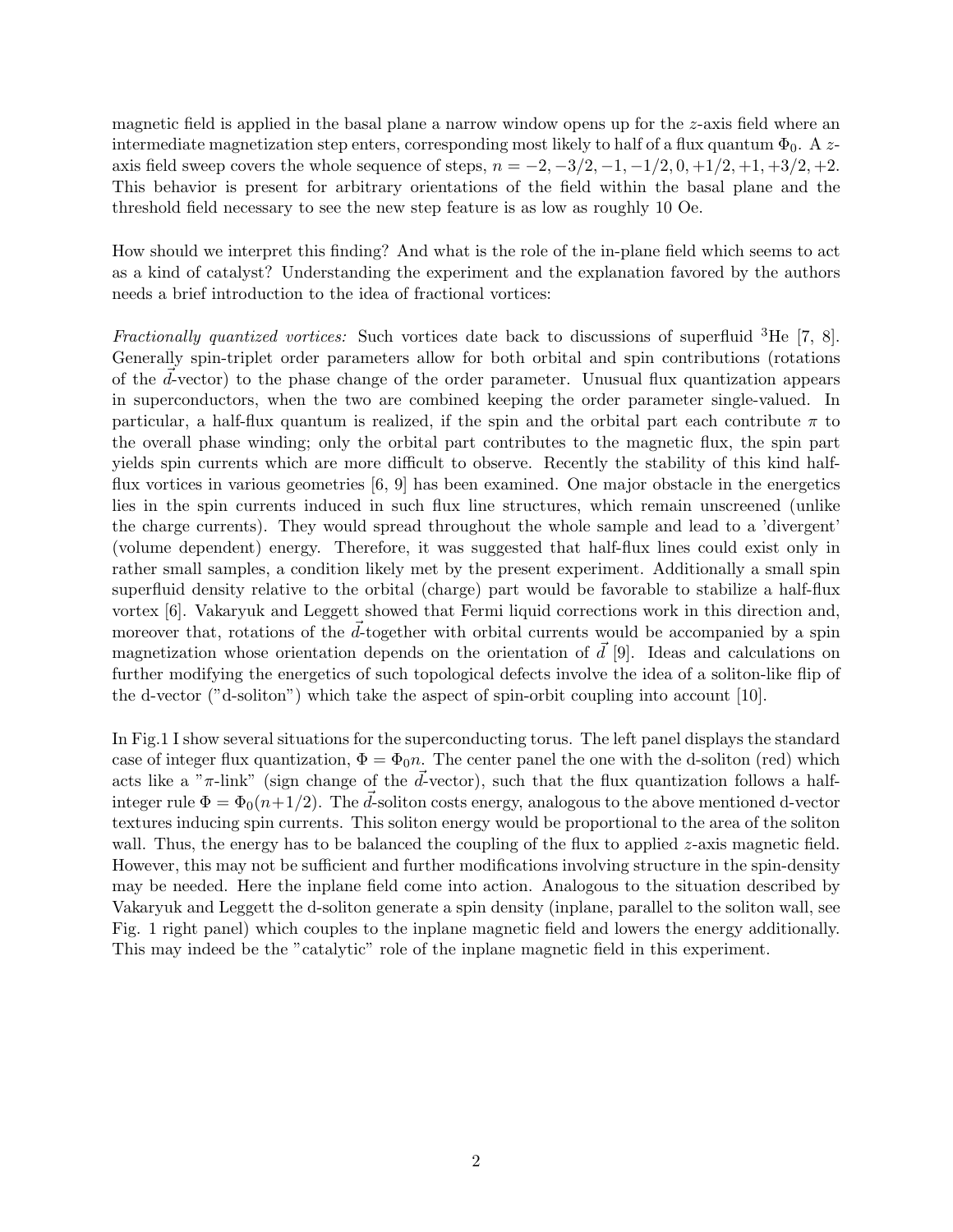magnetic field is applied in the basal plane a narrow window opens up for the $z$-axis field where an intermediate magnetization step enters, corresponding most likely to half of a flux quantum $\Phi_0$. A $z$-axis field sweep covers the whole sequence of steps, $n = -2, -3/2, -1, -1/2, 0, +1/2, +1, +3/2, +2$. This behavior is present for arbitrary orientations of the field within the basal plane and the threshold field necessary to see the new step feature is as low as roughly 10 Oe.

How should we interpret this finding? And what is the role of the in-plane field which seems to act as a kind of catalyst? Understanding the experiment and the explanation favored by the authors needs a brief introduction to the idea of fractional vortices:

*Fractionally quantized vortices:* Such vortices date back to discussions of superfluid $^3$He [7, 8]. Generally spin-triplet order parameters allow for both orbital and spin contributions (rotations of the $\vec{d}$-vector) to the phase change of the order parameter. Unusual flux quantization appears in superconductors, when the two are combined keeping the order parameter single-valued. In particular, a half-flux quantum is realized, if the spin and the orbital part each contribute $\pi$ to the overall phase winding; only the orbital part contributes to the magnetic flux, the spin part yields spin currents which are more difficult to observe. Recently the stability of this kind half-flux vortices in various geometries [6, 9] has been examined. One major obstacle in the energetics lies in the spin currents induced in such flux line structures, which remain unscreened (unlike the charge currents). They would spread throughout the whole sample and lead to a 'divergent' (volume dependent) energy. Therefore, it was suggested that half-flux lines could exist only in rather small samples, a condition likely met by the present experiment. Additionally a small spin superfluid density relative to the orbital (charge) part would be favorable to stabilize a half-flux vortex [6]. Vakaryuk and Leggett showed that Fermi liquid corrections work in this direction and, moreover that, rotations of the $\vec{d}$-together with orbital currents would be accompanied by a spin magnetization whose orientation depends on the orientation of $\vec{d}$ [9]. Ideas and calculations on further modifying the energetics of such topological defects involve the idea of a soliton-like flip of the d-vector ("d-soliton") which take the aspect of spin-orbit coupling into account [10].

In Fig.1 I show several situations for the superconducting torus. The left panel displays the standard case of integer flux quantization, $\Phi = \Phi_0 n$. The center panel the one with the d-soliton (red) which acts like a "$\pi$-link" (sign change of the $\vec{d}$-vector), such that the flux quantization follows a half-integer rule $\Phi = \Phi_0(n+1/2)$. The $\vec{d}$-soliton costs energy, analogous to the above mentioned d-vector textures inducing spin currents. This soliton energy would be proportional to the area of the soliton wall. Thus, the energy has to be balanced the coupling of the flux to applied $z$-axis magnetic field. However, this may not be sufficient and further modifications involving structure in the spin-density may be needed. Here the inplane field come into action. Analogous to the situation described by Vakaryuk and Leggett the d-soliton generate a spin density (inplane, parallel to the soliton wall, see Fig. 1 right panel) which couples to the inplane magnetic field and lowers the energy additionally. This may indeed be the "catalytic" role of the inplane magnetic field in this experiment.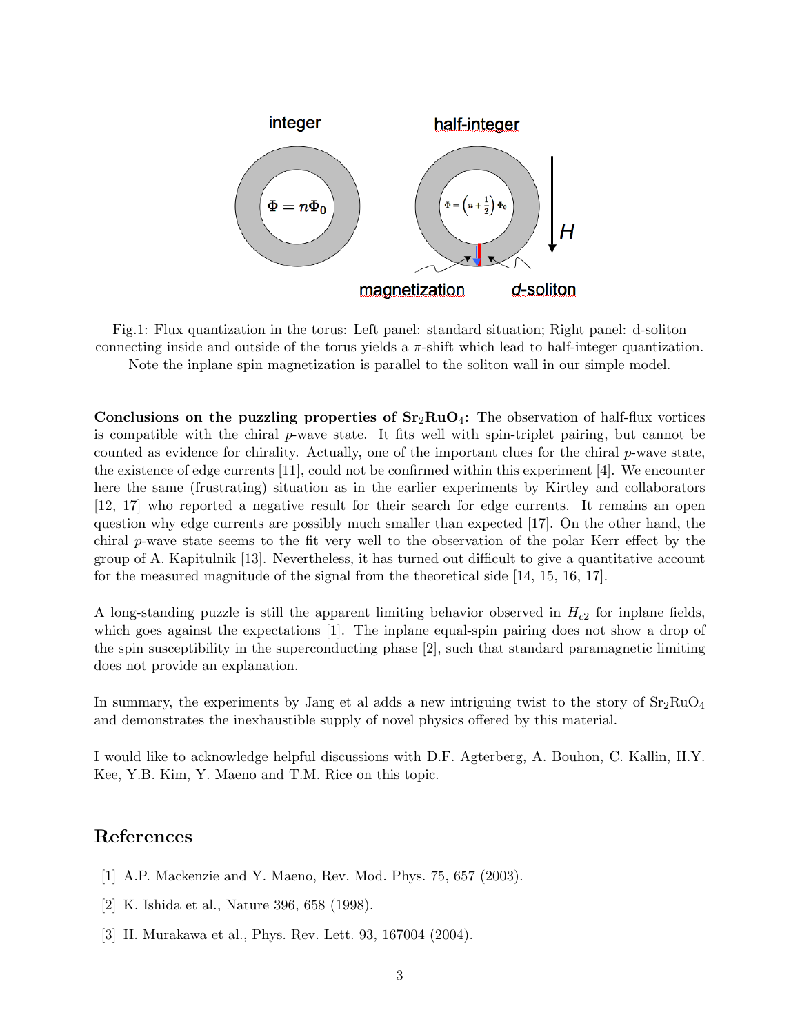Fig.1: Flux quantization in the torus: Left panel: standard situation; Right panel: d-soliton connecting inside and outside of the torus yields a $\pi$-shift which lead to half-integer quantization. Note the inplane spin magnetization is parallel to the soliton wall in our simple model.

**Conclusions on the puzzling properties of $Sr_2RuO_4$:** The observation of half-flux vortices is compatible with the chiral *p*-wave state. It fits well with spin-triplet pairing, but cannot be counted as evidence for chirality. Actually, one of the important clues for the chiral *p*-wave state, the existence of edge currents [11], could not be confirmed within this experiment [4]. We encounter here the same (frustrating) situation as in the earlier experiments by Kirtley and collaborators [12, 17] who reported a negative result for their search for edge currents. It remains an open question why edge currents are possibly much smaller than expected [17]. On the other hand, the chiral *p*-wave state seems to the fit very well to the observation of the polar Kerr effect by the group of A. Kapitulnik [13]. Nevertheless, it has turned out difficult to give a quantitative account for the measured magnitude of the signal from the theoretical side [14, 15, 16, 17].

A long-standing puzzle is still the apparent limiting behavior observed in $H_{c2}$ for inplane fields, which goes against the expectations [1]. The inplane equal-spin pairing does not show a drop of the spin susceptibility in the superconducting phase [2], such that standard paramagnetic limiting does not provide an explanation.

In summary, the experiments by Jang et al adds a new intriguing twist to the story of $Sr_2RuO_4$ and demonstrates the inexhaustible supply of novel physics offered by this material.

I would like to acknowledge helpful discussions with D.F. Agterberg, A. Bouhon, C. Kallin, H.Y. Kee, Y.B. Kim, Y. Maeno and T.M. Rice on this topic.

## References

[1] A.P. Mackenzie and Y. Maeno, Rev. Mod. Phys. 75, 657 (2003).

[2] K. Ishida et al., Nature 396, 658 (1998).

[3] H. Murakawa et al., Phys. Rev. Lett. 93, 167004 (2004).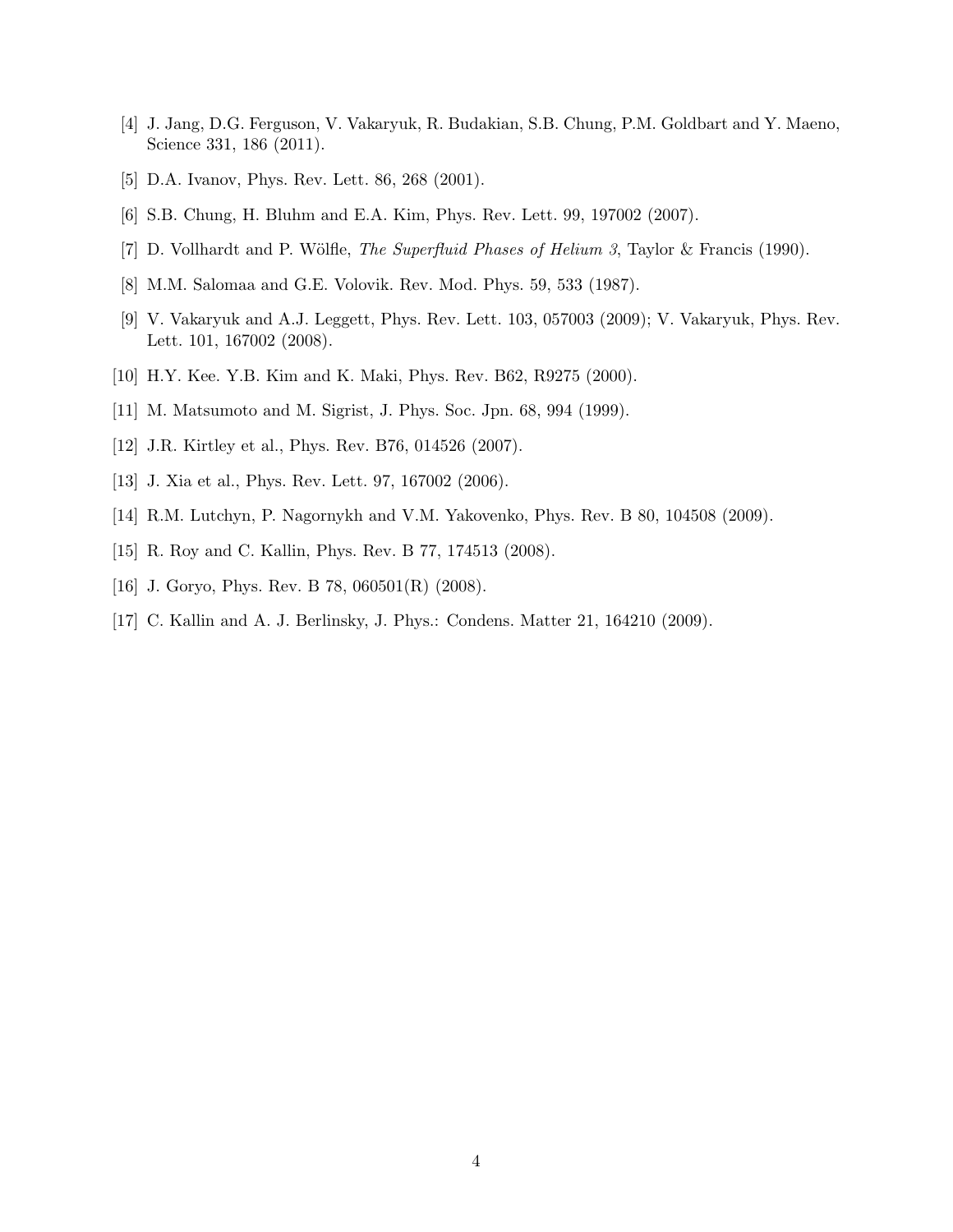[4] J. Jang, D.G. Ferguson, V. Vakaryuk, R. Budakian, S.B. Chung, P.M. Goldbart and Y. Maeno, Science 331, 186 (2011).

[5] D.A. Ivanov, Phys. Rev. Lett. 86, 268 (2001).

[6] S.B. Chung, H. Bluhm and E.A. Kim, Phys. Rev. Lett. 99, 197002 (2007).

[7] D. Vollhardt and P. Wölfle, *The Superfluid Phases of Helium 3*, Taylor & Francis (1990).

[8] M.M. Salomaa and G.E. Volovik. Rev. Mod. Phys. 59, 533 (1987).

[9] V. Vakaryuk and A.J. Leggett, Phys. Rev. Lett. 103, 057003 (2009); V. Vakaryuk, Phys. Rev. Lett. 101, 167002 (2008).

[10] H.Y. Kee. Y.B. Kim and K. Maki, Phys. Rev. B62, R9275 (2000).

[11] M. Matsumoto and M. Sigrist, J. Phys. Soc. Jpn. 68, 994 (1999).

[12] J.R. Kirtley et al., Phys. Rev. B76, 014526 (2007).

[13] J. Xia et al., Phys. Rev. Lett. 97, 167002 (2006).

[14] R.M. Lutchyn, P. Nagornykh and V.M. Yakovenko, Phys. Rev. B 80, 104508 (2009).

[15] R. Roy and C. Kallin, Phys. Rev. B 77, 174513 (2008).

[16] J. Goryo, Phys. Rev. B 78, 060501(R) (2008).

[17] C. Kallin and A. J. Berlinsky, J. Phys.: Condens. Matter 21, 164210 (2009).